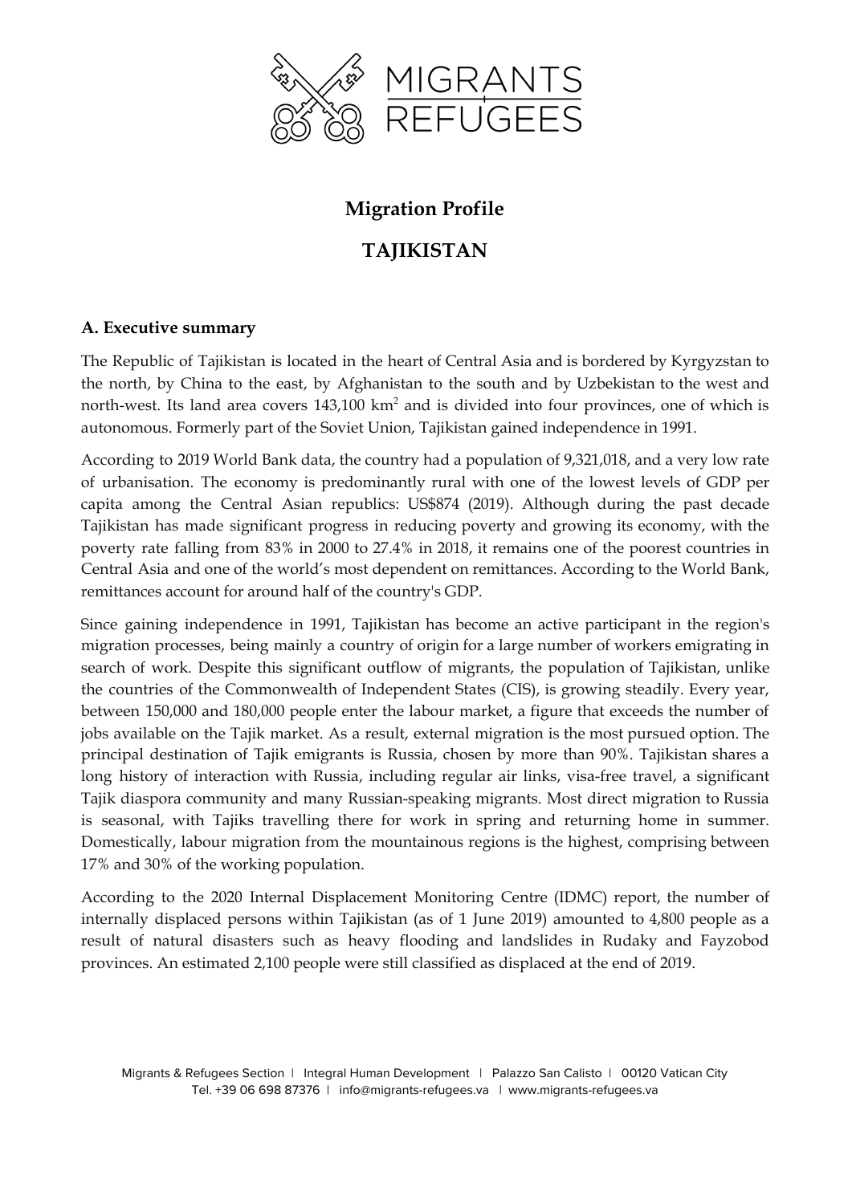# Migration Profile

# TAJIKISTAN

## A. Executive summary

The Republic of Tajikistan is located in the heart of Central Asia and is bordered by Kyrgyzstan to the north, by China to the east, by Afghanistan to the south and by Uzbekistan to the west and north-west. Its land area covers 143,100 $km^2$ and is divided into four provinces, one of which is autonomous. Formerly part of the Soviet Union, Tajikistan gained independence in 1991.

According to 2019 World Bank data, the country had a population of 9,321,018, and a very low rate of urbanisation. The economy is predominantly rural with one of the lowest levels of GDP per capita among the Central Asian republics: US$874 (2019). Although during the past decade Tajikistan has made significant progress in reducing poverty and growing its economy, with the poverty rate falling from 83% in 2000 to 27.4% in 2018, it remains one of the poorest countries in Central Asia and one of the world's most dependent on remittances. According to the World Bank, remittances account for around half of the country's GDP.

Since gaining independence in 1991, Tajikistan has become an active participant in the region's migration processes, being mainly a country of origin for a large number of workers emigrating in search of work. Despite this significant outflow of migrants, the population of Tajikistan, unlike the countries of the Commonwealth of Independent States (CIS), is growing steadily. Every year, between 150,000 and 180,000 people enter the labour market, a figure that exceeds the number of jobs available on the Tajik market. As a result, external migration is the most pursued option. The principal destination of Tajik emigrants is Russia, chosen by more than 90%. Tajikistan shares a long history of interaction with Russia, including regular air links, visa-free travel, a significant Tajik diaspora community and many Russian-speaking migrants. Most direct migration to Russia is seasonal, with Tajiks travelling there for work in spring and returning home in summer. Domestically, labour migration from the mountainous regions is the highest, comprising between 17% and 30% of the working population.

According to the 2020 Internal Displacement Monitoring Centre (IDMC) report, the number of internally displaced persons within Tajikistan (as of 1 June 2019) amounted to 4,800 people as a result of natural disasters such as heavy flooding and landslides in Rudaky and Fayzobod provinces. An estimated 2,100 people were still classified as displaced at the end of 2019.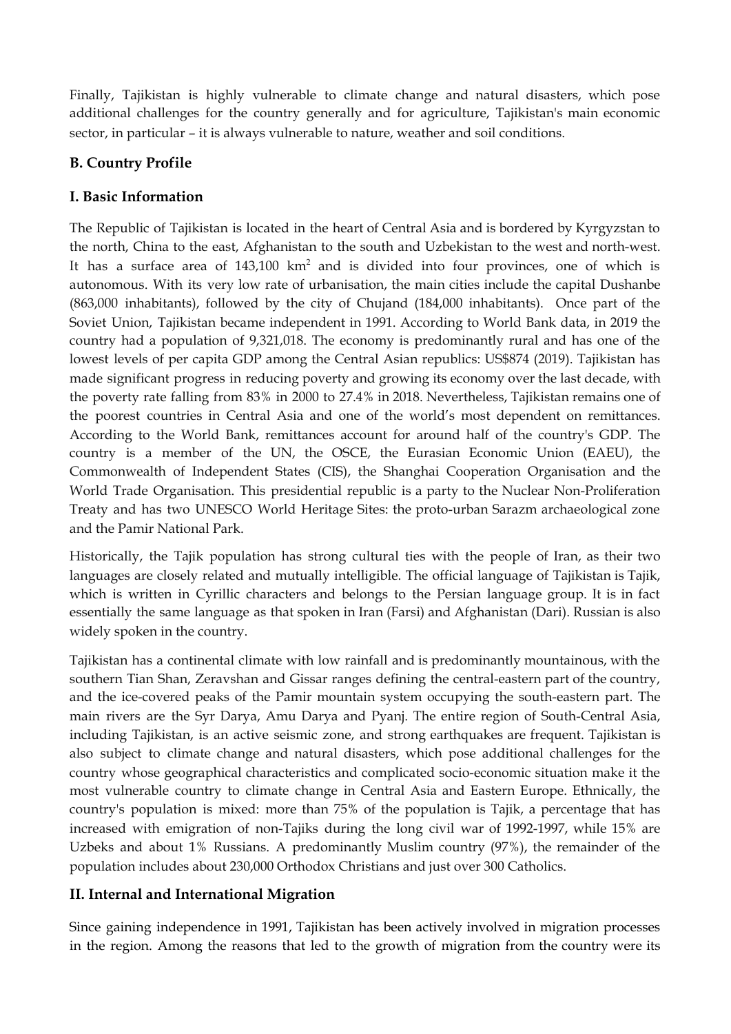Finally, Tajikistan is highly vulnerable to climate change and natural disasters, which pose additional challenges for the country generally and for agriculture, Tajikistan's main economic sector, in particular – it is always vulnerable to nature, weather and soil conditions.

## B. Country Profile

### I. Basic Information

The Republic of Tajikistan is located in the heart of Central Asia and is bordered by Kyrgyzstan to the north, China to the east, Afghanistan to the south and Uzbekistan to the west and north-west. It has a surface area of 143,100 km$^2$ and is divided into four provinces, one of which is autonomous. With its very low rate of urbanisation, the main cities include the capital Dushanbe (863,000 inhabitants), followed by the city of Chujand (184,000 inhabitants). Once part of the Soviet Union, Tajikistan became independent in 1991. According to World Bank data, in 2019 the country had a population of 9,321,018. The economy is predominantly rural and has one of the lowest levels of per capita GDP among the Central Asian republics: US$874 (2019). Tajikistan has made significant progress in reducing poverty and growing its economy over the last decade, with the poverty rate falling from 83% in 2000 to 27.4% in 2018. Nevertheless, Tajikistan remains one of the poorest countries in Central Asia and one of the world's most dependent on remittances. According to the World Bank, remittances account for around half of the country's GDP. The country is a member of the UN, the OSCE, the Eurasian Economic Union (EAEU), the Commonwealth of Independent States (CIS), the Shanghai Cooperation Organisation and the World Trade Organisation. This presidential republic is a party to the Nuclear Non-Proliferation Treaty and has two UNESCO World Heritage Sites: the proto-urban Sarazm archaeological zone and the Pamir National Park.

Historically, the Tajik population has strong cultural ties with the people of Iran, as their two languages are closely related and mutually intelligible. The official language of Tajikistan is Tajik, which is written in Cyrillic characters and belongs to the Persian language group. It is in fact essentially the same language as that spoken in Iran (Farsi) and Afghanistan (Dari). Russian is also widely spoken in the country.

Tajikistan has a continental climate with low rainfall and is predominantly mountainous, with the southern Tian Shan, Zeravshan and Gissar ranges defining the central-eastern part of the country, and the ice-covered peaks of the Pamir mountain system occupying the south-eastern part. The main rivers are the Syr Darya, Amu Darya and Pyanj. The entire region of South-Central Asia, including Tajikistan, is an active seismic zone, and strong earthquakes are frequent. Tajikistan is also subject to climate change and natural disasters, which pose additional challenges for the country whose geographical characteristics and complicated socio-economic situation make it the most vulnerable country to climate change in Central Asia and Eastern Europe. Ethnically, the country's population is mixed: more than 75% of the population is Tajik, a percentage that has increased with emigration of non-Tajiks during the long civil war of 1992-1997, while 15% are Uzbeks and about 1% Russians. A predominantly Muslim country (97%), the remainder of the population includes about 230,000 Orthodox Christians and just over 300 Catholics.

### II. Internal and International Migration

Since gaining independence in 1991, Tajikistan has been actively involved in migration processes in the region. Among the reasons that led to the growth of migration from the country were its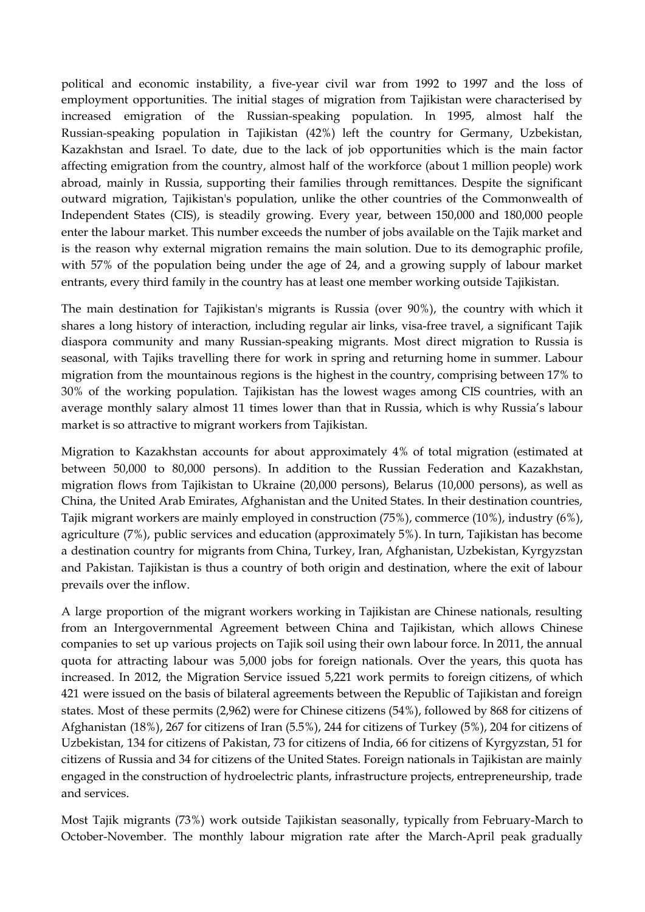political and economic instability, a five-year civil war from 1992 to 1997 and the loss of employment opportunities. The initial stages of migration from Tajikistan were characterised by increased emigration of the Russian-speaking population. In 1995, almost half the Russian-speaking population in Tajikistan (42%) left the country for Germany, Uzbekistan, Kazakhstan and Israel. To date, due to the lack of job opportunities which is the main factor affecting emigration from the country, almost half of the workforce (about 1 million people) work abroad, mainly in Russia, supporting their families through remittances. Despite the significant outward migration, Tajikistan's population, unlike the other countries of the Commonwealth of Independent States (CIS), is steadily growing. Every year, between 150,000 and 180,000 people enter the labour market. This number exceeds the number of jobs available on the Tajik market and is the reason why external migration remains the main solution. Due to its demographic profile, with 57% of the population being under the age of 24, and a growing supply of labour market entrants, every third family in the country has at least one member working outside Tajikistan.

The main destination for Tajikistan's migrants is Russia (over 90%), the country with which it shares a long history of interaction, including regular air links, visa-free travel, a significant Tajik diaspora community and many Russian-speaking migrants. Most direct migration to Russia is seasonal, with Tajiks travelling there for work in spring and returning home in summer. Labour migration from the mountainous regions is the highest in the country, comprising between 17% to 30% of the working population. Tajikistan has the lowest wages among CIS countries, with an average monthly salary almost 11 times lower than that in Russia, which is why Russia's labour market is so attractive to migrant workers from Tajikistan.

Migration to Kazakhstan accounts for about approximately 4% of total migration (estimated at between 50,000 to 80,000 persons). In addition to the Russian Federation and Kazakhstan, migration flows from Tajikistan to Ukraine (20,000 persons), Belarus (10,000 persons), as well as China, the United Arab Emirates, Afghanistan and the United States. In their destination countries, Tajik migrant workers are mainly employed in construction (75%), commerce (10%), industry (6%), agriculture (7%), public services and education (approximately 5%). In turn, Tajikistan has become a destination country for migrants from China, Turkey, Iran, Afghanistan, Uzbekistan, Kyrgyzstan and Pakistan. Tajikistan is thus a country of both origin and destination, where the exit of labour prevails over the inflow.

A large proportion of the migrant workers working in Tajikistan are Chinese nationals, resulting from an Intergovernmental Agreement between China and Tajikistan, which allows Chinese companies to set up various projects on Tajik soil using their own labour force. In 2011, the annual quota for attracting labour was 5,000 jobs for foreign nationals. Over the years, this quota has increased. In 2012, the Migration Service issued 5,221 work permits to foreign citizens, of which 421 were issued on the basis of bilateral agreements between the Republic of Tajikistan and foreign states. Most of these permits (2,962) were for Chinese citizens (54%), followed by 868 for citizens of Afghanistan (18%), 267 for citizens of Iran (5.5%), 244 for citizens of Turkey (5%), 204 for citizens of Uzbekistan, 134 for citizens of Pakistan, 73 for citizens of India, 66 for citizens of Kyrgyzstan, 51 for citizens of Russia and 34 for citizens of the United States. Foreign nationals in Tajikistan are mainly engaged in the construction of hydroelectric plants, infrastructure projects, entrepreneurship, trade and services.

Most Tajik migrants (73%) work outside Tajikistan seasonally, typically from February-March to October-November. The monthly labour migration rate after the March-April peak gradually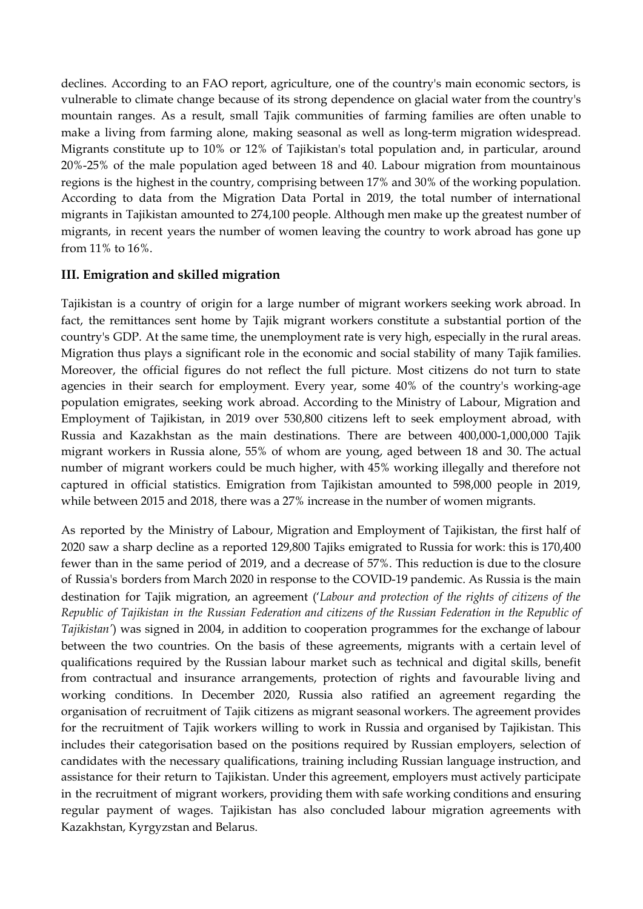declines. According to an FAO report, agriculture, one of the country's main economic sectors, is vulnerable to climate change because of its strong dependence on glacial water from the country's mountain ranges. As a result, small Tajik communities of farming families are often unable to make a living from farming alone, making seasonal as well as long-term migration widespread. Migrants constitute up to 10% or 12% of Tajikistan's total population and, in particular, around 20%-25% of the male population aged between 18 and 40. Labour migration from mountainous regions is the highest in the country, comprising between 17% and 30% of the working population. According to data from the Migration Data Portal in 2019, the total number of international migrants in Tajikistan amounted to 274,100 people. Although men make up the greatest number of migrants, in recent years the number of women leaving the country to work abroad has gone up from 11% to 16%.

### III. Emigration and skilled migration

Tajikistan is a country of origin for a large number of migrant workers seeking work abroad. In fact, the remittances sent home by Tajik migrant workers constitute a substantial portion of the country's GDP. At the same time, the unemployment rate is very high, especially in the rural areas. Migration thus plays a significant role in the economic and social stability of many Tajik families. Moreover, the official figures do not reflect the full picture. Most citizens do not turn to state agencies in their search for employment. Every year, some 40% of the country's working-age population emigrates, seeking work abroad. According to the Ministry of Labour, Migration and Employment of Tajikistan, in 2019 over 530,800 citizens left to seek employment abroad, with Russia and Kazakhstan as the main destinations. There are between 400,000-1,000,000 Tajik migrant workers in Russia alone, 55% of whom are young, aged between 18 and 30. The actual number of migrant workers could be much higher, with 45% working illegally and therefore not captured in official statistics. Emigration from Tajikistan amounted to 598,000 people in 2019, while between 2015 and 2018, there was a 27% increase in the number of women migrants.

As reported by the Ministry of Labour, Migration and Employment of Tajikistan, the first half of 2020 saw a sharp decline as a reported 129,800 Tajiks emigrated to Russia for work: this is 170,400 fewer than in the same period of 2019, and a decrease of 57%. This reduction is due to the closure of Russia's borders from March 2020 in response to the COVID-19 pandemic. As Russia is the main destination for Tajik migration, an agreement (*'Labour and protection of the rights of citizens of the Republic of Tajikistan in the Russian Federation and citizens of the Russian Federation in the Republic of Tajikistan'*) was signed in 2004, in addition to cooperation programmes for the exchange of labour between the two countries. On the basis of these agreements, migrants with a certain level of qualifications required by the Russian labour market such as technical and digital skills, benefit from contractual and insurance arrangements, protection of rights and favourable living and working conditions. In December 2020, Russia also ratified an agreement regarding the organisation of recruitment of Tajik citizens as migrant seasonal workers. The agreement provides for the recruitment of Tajik workers willing to work in Russia and organised by Tajikistan. This includes their categorisation based on the positions required by Russian employers, selection of candidates with the necessary qualifications, training including Russian language instruction, and assistance for their return to Tajikistan. Under this agreement, employers must actively participate in the recruitment of migrant workers, providing them with safe working conditions and ensuring regular payment of wages. Tajikistan has also concluded labour migration agreements with Kazakhstan, Kyrgyzstan and Belarus.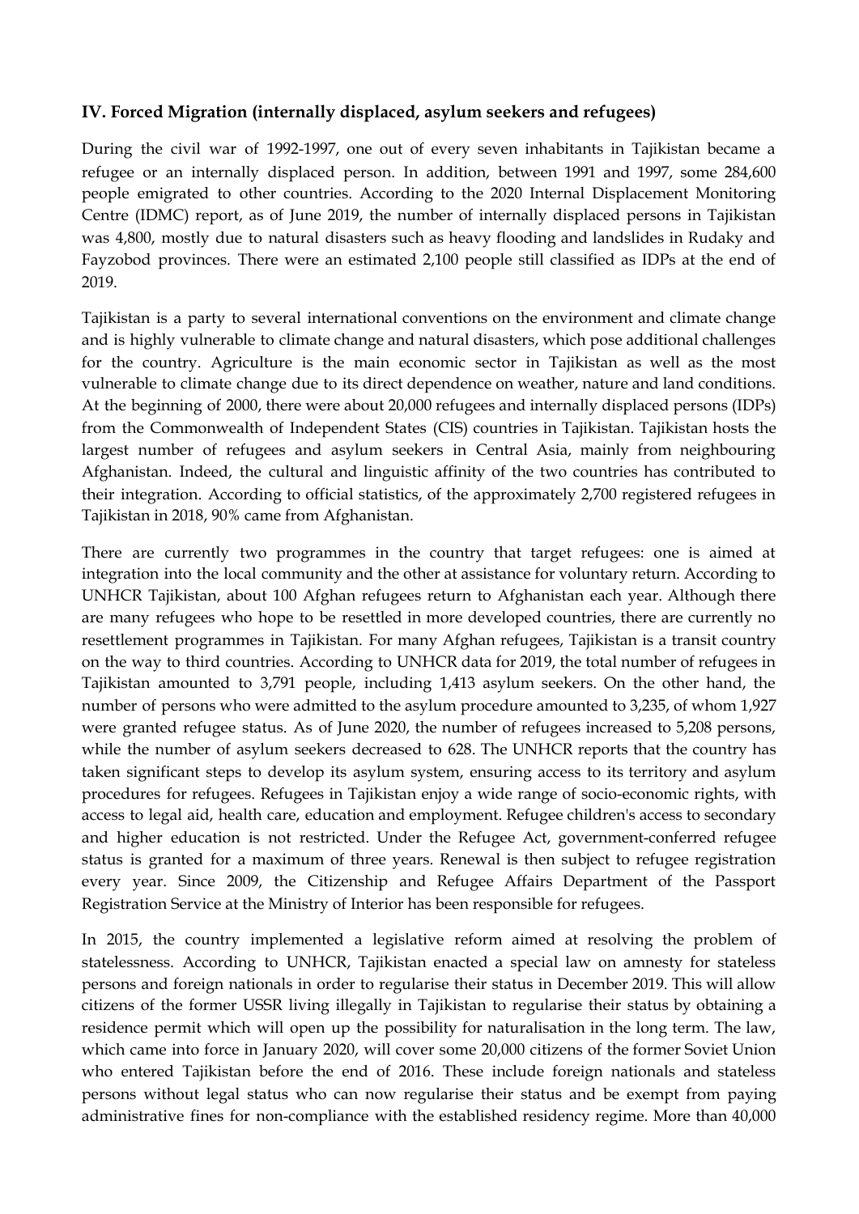### IV. Forced Migration (internally displaced, asylum seekers and refugees)

During the civil war of 1992-1997, one out of every seven inhabitants in Tajikistan became a refugee or an internally displaced person. In addition, between 1991 and 1997, some 284,600 people emigrated to other countries. According to the 2020 Internal Displacement Monitoring Centre (IDMC) report, as of June 2019, the number of internally displaced persons in Tajikistan was 4,800, mostly due to natural disasters such as heavy flooding and landslides in Rudaky and Fayzobod provinces. There were an estimated 2,100 people still classified as IDPs at the end of 2019.

Tajikistan is a party to several international conventions on the environment and climate change and is highly vulnerable to climate change and natural disasters, which pose additional challenges for the country. Agriculture is the main economic sector in Tajikistan as well as the most vulnerable to climate change due to its direct dependence on weather, nature and land conditions. At the beginning of 2000, there were about 20,000 refugees and internally displaced persons (IDPs) from the Commonwealth of Independent States (CIS) countries in Tajikistan. Tajikistan hosts the largest number of refugees and asylum seekers in Central Asia, mainly from neighbouring Afghanistan. Indeed, the cultural and linguistic affinity of the two countries has contributed to their integration. According to official statistics, of the approximately 2,700 registered refugees in Tajikistan in 2018, 90% came from Afghanistan.

There are currently two programmes in the country that target refugees: one is aimed at integration into the local community and the other at assistance for voluntary return. According to UNHCR Tajikistan, about 100 Afghan refugees return to Afghanistan each year. Although there are many refugees who hope to be resettled in more developed countries, there are currently no resettlement programmes in Tajikistan. For many Afghan refugees, Tajikistan is a transit country on the way to third countries. According to UNHCR data for 2019, the total number of refugees in Tajikistan amounted to 3,791 people, including 1,413 asylum seekers. On the other hand, the number of persons who were admitted to the asylum procedure amounted to 3,235, of whom 1,927 were granted refugee status. As of June 2020, the number of refugees increased to 5,208 persons, while the number of asylum seekers decreased to 628. The UNHCR reports that the country has taken significant steps to develop its asylum system, ensuring access to its territory and asylum procedures for refugees. Refugees in Tajikistan enjoy a wide range of socio-economic rights, with access to legal aid, health care, education and employment. Refugee children's access to secondary and higher education is not restricted. Under the Refugee Act, government-conferred refugee status is granted for a maximum of three years. Renewal is then subject to refugee registration every year. Since 2009, the Citizenship and Refugee Affairs Department of the Passport Registration Service at the Ministry of Interior has been responsible for refugees.

In 2015, the country implemented a legislative reform aimed at resolving the problem of statelessness. According to UNHCR, Tajikistan enacted a special law on amnesty for stateless persons and foreign nationals in order to regularise their status in December 2019. This will allow citizens of the former USSR living illegally in Tajikistan to regularise their status by obtaining a residence permit which will open up the possibility for naturalisation in the long term. The law, which came into force in January 2020, will cover some 20,000 citizens of the former Soviet Union who entered Tajikistan before the end of 2016. These include foreign nationals and stateless persons without legal status who can now regularise their status and be exempt from paying administrative fines for non-compliance with the established residency regime. More than 40,000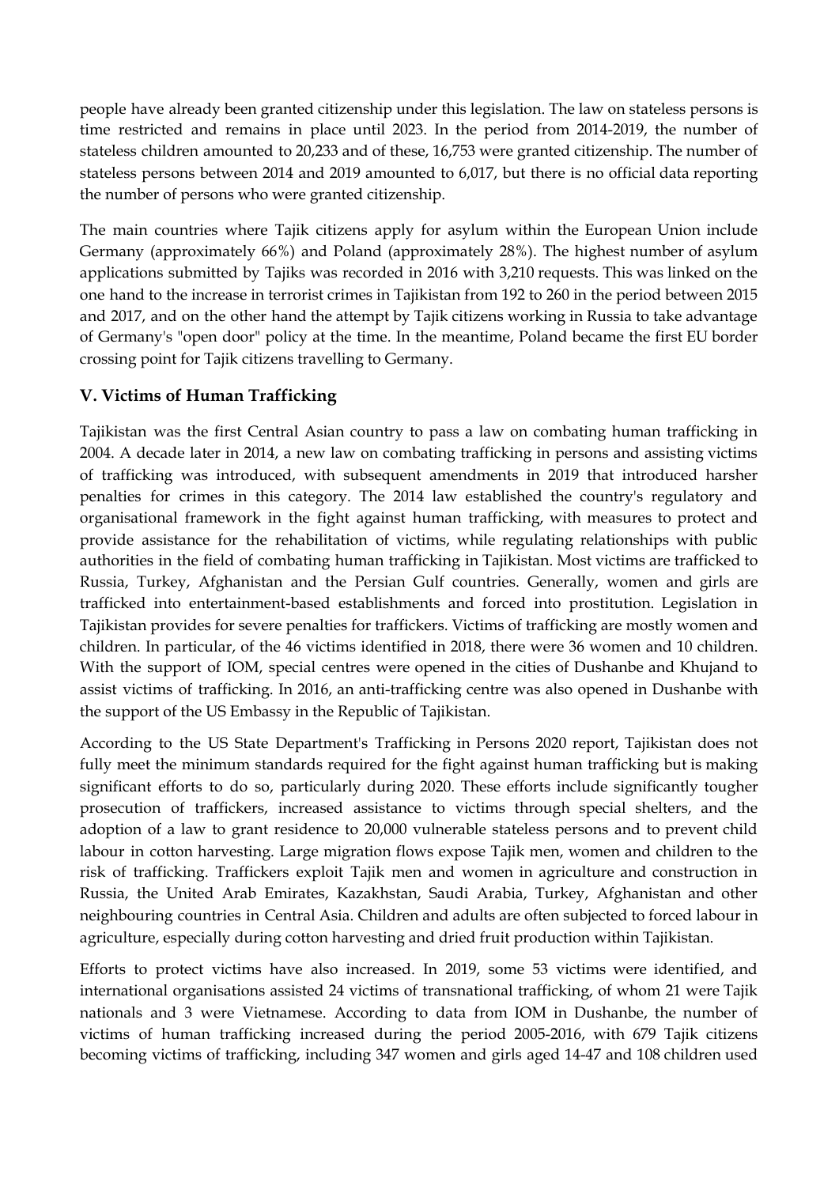people have already been granted citizenship under this legislation. The law on stateless persons is time restricted and remains in place until 2023. In the period from 2014-2019, the number of stateless children amounted to 20,233 and of these, 16,753 were granted citizenship. The number of stateless persons between 2014 and 2019 amounted to 6,017, but there is no official data reporting the number of persons who were granted citizenship.

The main countries where Tajik citizens apply for asylum within the European Union include Germany (approximately 66%) and Poland (approximately 28%). The highest number of asylum applications submitted by Tajiks was recorded in 2016 with 3,210 requests. This was linked on the one hand to the increase in terrorist crimes in Tajikistan from 192 to 260 in the period between 2015 and 2017, and on the other hand the attempt by Tajik citizens working in Russia to take advantage of Germany's "open door" policy at the time. In the meantime, Poland became the first EU border crossing point for Tajik citizens travelling to Germany.

## V. Victims of Human Trafficking

Tajikistan was the first Central Asian country to pass a law on combating human trafficking in 2004. A decade later in 2014, a new law on combating trafficking in persons and assisting victims of trafficking was introduced, with subsequent amendments in 2019 that introduced harsher penalties for crimes in this category. The 2014 law established the country's regulatory and organisational framework in the fight against human trafficking, with measures to protect and provide assistance for the rehabilitation of victims, while regulating relationships with public authorities in the field of combating human trafficking in Tajikistan. Most victims are trafficked to Russia, Turkey, Afghanistan and the Persian Gulf countries. Generally, women and girls are trafficked into entertainment-based establishments and forced into prostitution. Legislation in Tajikistan provides for severe penalties for traffickers. Victims of trafficking are mostly women and children. In particular, of the 46 victims identified in 2018, there were 36 women and 10 children. With the support of IOM, special centres were opened in the cities of Dushanbe and Khujand to assist victims of trafficking. In 2016, an anti-trafficking centre was also opened in Dushanbe with the support of the US Embassy in the Republic of Tajikistan.

According to the US State Department's Trafficking in Persons 2020 report, Tajikistan does not fully meet the minimum standards required for the fight against human trafficking but is making significant efforts to do so, particularly during 2020. These efforts include significantly tougher prosecution of traffickers, increased assistance to victims through special shelters, and the adoption of a law to grant residence to 20,000 vulnerable stateless persons and to prevent child labour in cotton harvesting. Large migration flows expose Tajik men, women and children to the risk of trafficking. Traffickers exploit Tajik men and women in agriculture and construction in Russia, the United Arab Emirates, Kazakhstan, Saudi Arabia, Turkey, Afghanistan and other neighbouring countries in Central Asia. Children and adults are often subjected to forced labour in agriculture, especially during cotton harvesting and dried fruit production within Tajikistan.

Efforts to protect victims have also increased. In 2019, some 53 victims were identified, and international organisations assisted 24 victims of transnational trafficking, of whom 21 were Tajik nationals and 3 were Vietnamese. According to data from IOM in Dushanbe, the number of victims of human trafficking increased during the period 2005-2016, with 679 Tajik citizens becoming victims of trafficking, including 347 women and girls aged 14-47 and 108 children used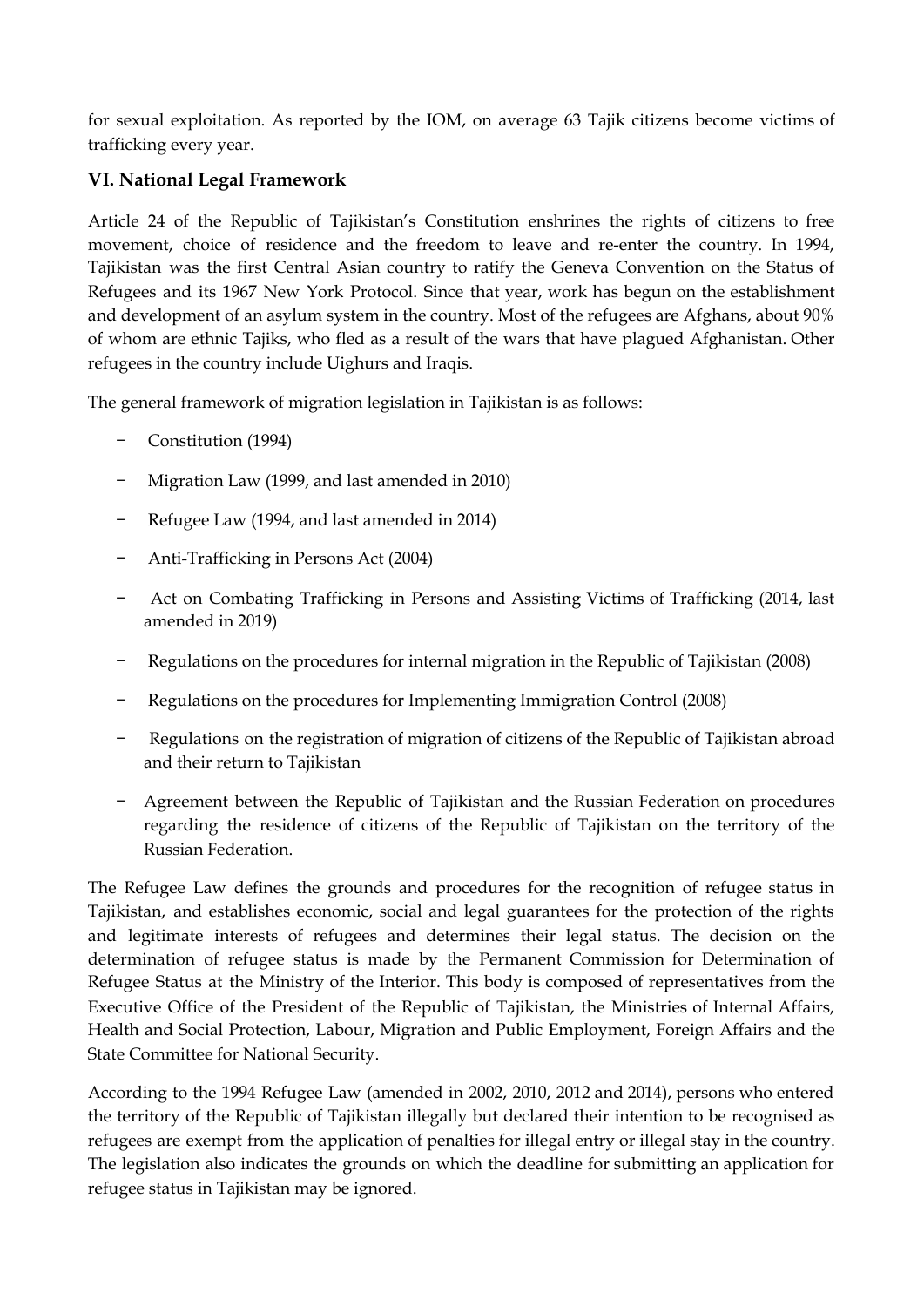for sexual exploitation. As reported by the IOM, on average 63 Tajik citizens become victims of trafficking every year.

### VI. National Legal Framework

Article 24 of the Republic of Tajikistan's Constitution enshrines the rights of citizens to free movement, choice of residence and the freedom to leave and re-enter the country. In 1994, Tajikistan was the first Central Asian country to ratify the Geneva Convention on the Status of Refugees and its 1967 New York Protocol. Since that year, work has begun on the establishment and development of an asylum system in the country. Most of the refugees are Afghans, about 90% of whom are ethnic Tajiks, who fled as a result of the wars that have plagued Afghanistan. Other refugees in the country include Uighurs and Iraqis.

The general framework of migration legislation in Tajikistan is as follows:

- Constitution (1994)
- Migration Law (1999, and last amended in 2010)
- Refugee Law (1994, and last amended in 2014)
- Anti-Trafficking in Persons Act (2004)
- Act on Combating Trafficking in Persons and Assisting Victims of Trafficking (2014, last amended in 2019)
- Regulations on the procedures for internal migration in the Republic of Tajikistan (2008)
- Regulations on the procedures for Implementing Immigration Control (2008)
- Regulations on the registration of migration of citizens of the Republic of Tajikistan abroad and their return to Tajikistan
- Agreement between the Republic of Tajikistan and the Russian Federation on procedures regarding the residence of citizens of the Republic of Tajikistan on the territory of the Russian Federation.

The Refugee Law defines the grounds and procedures for the recognition of refugee status in Tajikistan, and establishes economic, social and legal guarantees for the protection of the rights and legitimate interests of refugees and determines their legal status. The decision on the determination of refugee status is made by the Permanent Commission for Determination of Refugee Status at the Ministry of the Interior. This body is composed of representatives from the Executive Office of the President of the Republic of Tajikistan, the Ministries of Internal Affairs, Health and Social Protection, Labour, Migration and Public Employment, Foreign Affairs and the State Committee for National Security.

According to the 1994 Refugee Law (amended in 2002, 2010, 2012 and 2014), persons who entered the territory of the Republic of Tajikistan illegally but declared their intention to be recognised as refugees are exempt from the application of penalties for illegal entry or illegal stay in the country. The legislation also indicates the grounds on which the deadline for submitting an application for refugee status in Tajikistan may be ignored.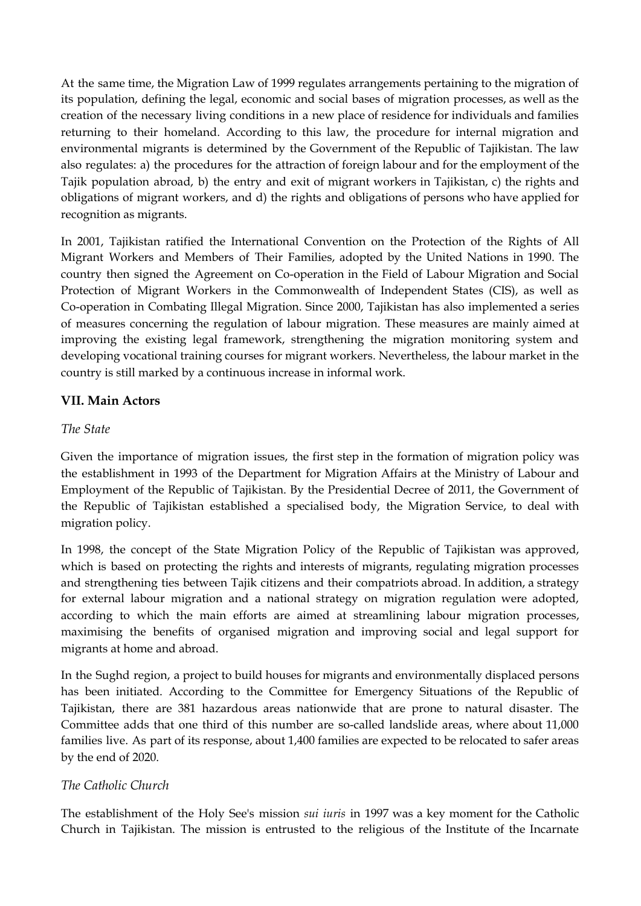At the same time, the Migration Law of 1999 regulates arrangements pertaining to the migration of its population, defining the legal, economic and social bases of migration processes, as well as the creation of the necessary living conditions in a new place of residence for individuals and families returning to their homeland. According to this law, the procedure for internal migration and environmental migrants is determined by the Government of the Republic of Tajikistan. The law also regulates: a) the procedures for the attraction of foreign labour and for the employment of the Tajik population abroad, b) the entry and exit of migrant workers in Tajikistan, c) the rights and obligations of migrant workers, and d) the rights and obligations of persons who have applied for recognition as migrants.

In 2001, Tajikistan ratified the International Convention on the Protection of the Rights of All Migrant Workers and Members of Their Families, adopted by the United Nations in 1990. The country then signed the Agreement on Co-operation in the Field of Labour Migration and Social Protection of Migrant Workers in the Commonwealth of Independent States (CIS), as well as Co-operation in Combating Illegal Migration. Since 2000, Tajikistan has also implemented a series of measures concerning the regulation of labour migration. These measures are mainly aimed at improving the existing legal framework, strengthening the migration monitoring system and developing vocational training courses for migrant workers. Nevertheless, the labour market in the country is still marked by a continuous increase in informal work.

## VII. Main Actors

### *The State*

Given the importance of migration issues, the first step in the formation of migration policy was the establishment in 1993 of the Department for Migration Affairs at the Ministry of Labour and Employment of the Republic of Tajikistan. By the Presidential Decree of 2011, the Government of the Republic of Tajikistan established a specialised body, the Migration Service, to deal with migration policy.

In 1998, the concept of the State Migration Policy of the Republic of Tajikistan was approved, which is based on protecting the rights and interests of migrants, regulating migration processes and strengthening ties between Tajik citizens and their compatriots abroad. In addition, a strategy for external labour migration and a national strategy on migration regulation were adopted, according to which the main efforts are aimed at streamlining labour migration processes, maximising the benefits of organised migration and improving social and legal support for migrants at home and abroad.

In the Sughd region, a project to build houses for migrants and environmentally displaced persons has been initiated. According to the Committee for Emergency Situations of the Republic of Tajikistan, there are 381 hazardous areas nationwide that are prone to natural disaster. The Committee adds that one third of this number are so-called landslide areas, where about 11,000 families live. As part of its response, about 1,400 families are expected to be relocated to safer areas by the end of 2020.

### *The Catholic Church*

The establishment of the Holy See's mission *sui iuris* in 1997 was a key moment for the Catholic Church in Tajikistan. The mission is entrusted to the religious of the Institute of the Incarnate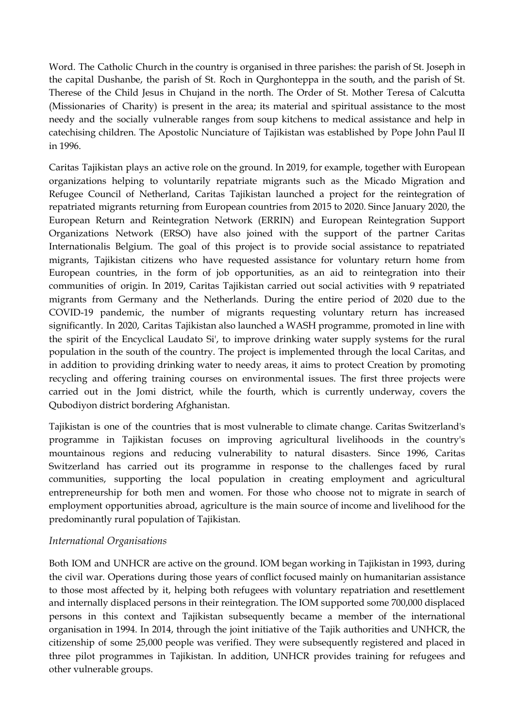Word. The Catholic Church in the country is organised in three parishes: the parish of St. Joseph in the capital Dushanbe, the parish of St. Roch in Qurghonteppa in the south, and the parish of St. Therese of the Child Jesus in Chujand in the north. The Order of St. Mother Teresa of Calcutta (Missionaries of Charity) is present in the area; its material and spiritual assistance to the most needy and the socially vulnerable ranges from soup kitchens to medical assistance and help in catechising children. The Apostolic Nunciature of Tajikistan was established by Pope John Paul II in 1996.

Caritas Tajikistan plays an active role on the ground. In 2019, for example, together with European organizations helping to voluntarily repatriate migrants such as the Micado Migration and Refugee Council of Netherland, Caritas Tajikistan launched a project for the reintegration of repatriated migrants returning from European countries from 2015 to 2020. Since January 2020, the European Return and Reintegration Network (ERRIN) and European Reintegration Support Organizations Network (ERSO) have also joined with the support of the partner Caritas Internationalis Belgium. The goal of this project is to provide social assistance to repatriated migrants, Tajikistan citizens who have requested assistance for voluntary return home from European countries, in the form of job opportunities, as an aid to reintegration into their communities of origin. In 2019, Caritas Tajikistan carried out social activities with 9 repatriated migrants from Germany and the Netherlands. During the entire period of 2020 due to the COVID-19 pandemic, the number of migrants requesting voluntary return has increased significantly. In 2020, Caritas Tajikistan also launched a WASH programme, promoted in line with the spirit of the Encyclical Laudato Si', to improve drinking water supply systems for the rural population in the south of the country. The project is implemented through the local Caritas, and in addition to providing drinking water to needy areas, it aims to protect Creation by promoting recycling and offering training courses on environmental issues. The first three projects were carried out in the Jomi district, while the fourth, which is currently underway, covers the Qubodiyon district bordering Afghanistan.

Tajikistan is one of the countries that is most vulnerable to climate change. Caritas Switzerland's programme in Tajikistan focuses on improving agricultural livelihoods in the country's mountainous regions and reducing vulnerability to natural disasters. Since 1996, Caritas Switzerland has carried out its programme in response to the challenges faced by rural communities, supporting the local population in creating employment and agricultural entrepreneurship for both men and women. For those who choose not to migrate in search of employment opportunities abroad, agriculture is the main source of income and livelihood for the predominantly rural population of Tajikistan.

### *International Organisations*

Both IOM and UNHCR are active on the ground. IOM began working in Tajikistan in 1993, during the civil war. Operations during those years of conflict focused mainly on humanitarian assistance to those most affected by it, helping both refugees with voluntary repatriation and resettlement and internally displaced persons in their reintegration. The IOM supported some 700,000 displaced persons in this context and Tajikistan subsequently became a member of the international organisation in 1994. In 2014, through the joint initiative of the Tajik authorities and UNHCR, the citizenship of some 25,000 people was verified. They were subsequently registered and placed in three pilot programmes in Tajikistan. In addition, UNHCR provides training for refugees and other vulnerable groups.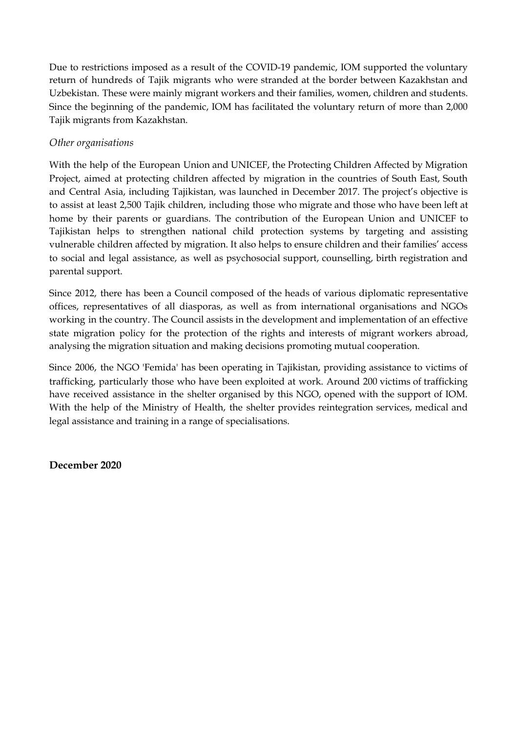Due to restrictions imposed as a result of the COVID-19 pandemic, IOM supported the voluntary return of hundreds of Tajik migrants who were stranded at the border between Kazakhstan and Uzbekistan. These were mainly migrant workers and their families, women, children and students. Since the beginning of the pandemic, IOM has facilitated the voluntary return of more than 2,000 Tajik migrants from Kazakhstan.

*Other organisations*

With the help of the European Union and UNICEF, the Protecting Children Affected by Migration Project, aimed at protecting children affected by migration in the countries of South East, South and Central Asia, including Tajikistan, was launched in December 2017. The project's objective is to assist at least 2,500 Tajik children, including those who migrate and those who have been left at home by their parents or guardians. The contribution of the European Union and UNICEF to Tajikistan helps to strengthen national child protection systems by targeting and assisting vulnerable children affected by migration. It also helps to ensure children and their families' access to social and legal assistance, as well as psychosocial support, counselling, birth registration and parental support.

Since 2012, there has been a Council composed of the heads of various diplomatic representative offices, representatives of all diasporas, as well as from international organisations and NGOs working in the country. The Council assists in the development and implementation of an effective state migration policy for the protection of the rights and interests of migrant workers abroad, analysing the migration situation and making decisions promoting mutual cooperation.

Since 2006, the NGO 'Femida' has been operating in Tajikistan, providing assistance to victims of trafficking, particularly those who have been exploited at work. Around 200 victims of trafficking have received assistance in the shelter organised by this NGO, opened with the support of IOM. With the help of the Ministry of Health, the shelter provides reintegration services, medical and legal assistance and training in a range of specialisations.

**December 2020**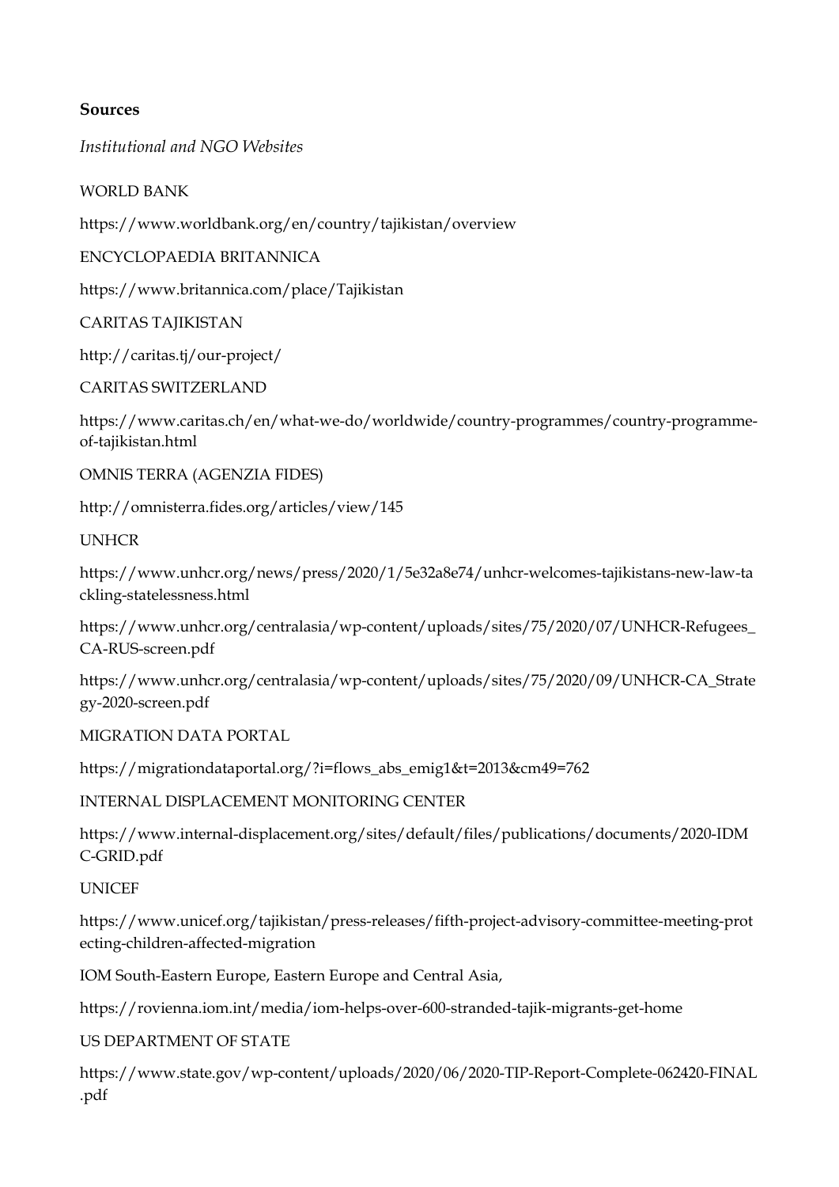**Sources**

*Institutional and NGO Websites*

WORLD BANK

https://www.worldbank.org/en/country/tajikistan/overview

ENCYCLOPAEDIA BRITANNICA

https://www.britannica.com/place/Tajikistan

CARITAS TAJIKISTAN

http://caritas.tj/our-project/

CARITAS SWITZERLAND

https://www.caritas.ch/en/what-we-do/worldwide/country-programmes/country-programme-of-tajikistan.html

OMNIS TERRA (AGENZIA FIDES)

http://omnisterra.fides.org/articles/view/145

UNHCR

https://www.unhcr.org/news/press/2020/1/5e32a8e74/unhcr-welcomes-tajikistans-new-law-tackling-statelessness.html

https://www.unhcr.org/centralasia/wp-content/uploads/sites/75/2020/07/UNHCR-Refugees_CA-RUS-screen.pdf

https://www.unhcr.org/centralasia/wp-content/uploads/sites/75/2020/09/UNHCR-CA_Strategy-2020-screen.pdf

MIGRATION DATA PORTAL

https://migrationdataportal.org/?i=flows_abs_emig1&t=2013&cm49=762

INTERNAL DISPLACEMENT MONITORING CENTER

https://www.internal-displacement.org/sites/default/files/publications/documents/2020-IDMC-GRID.pdf

UNICEF

https://www.unicef.org/tajikistan/press-releases/fifth-project-advisory-committee-meeting-protecting-children-affected-migration

IOM South-Eastern Europe, Eastern Europe and Central Asia,

https://rovienna.iom.int/media/iom-helps-over-600-stranded-tajik-migrants-get-home

US DEPARTMENT OF STATE

https://www.state.gov/wp-content/uploads/2020/06/2020-TIP-Report-Complete-062420-FINAL.pdf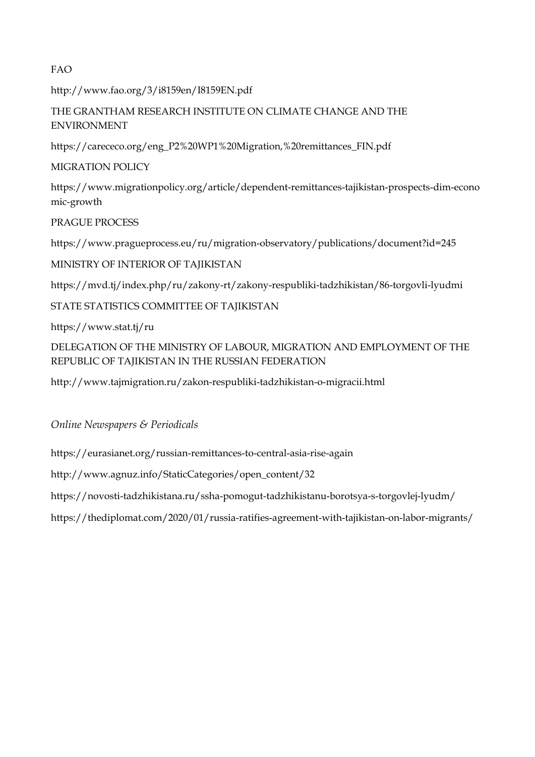FAO

http://www.fao.org/3/i8159en/I8159EN.pdf

THE GRANTHAM RESEARCH INSTITUTE ON CLIMATE CHANGE AND THE ENVIRONMENT

https://carececo.org/eng_P2%20WP1%20Migration,%20remittances_FIN.pdf

MIGRATION POLICY

https://www.migrationpolicy.org/article/dependent-remittances-tajikistan-prospects-dim-economic-growth

PRAGUE PROCESS

https://www.pragueprocess.eu/ru/migration-observatory/publications/document?id=245

MINISTRY OF INTERIOR OF TAJIKISTAN

https://mvd.tj/index.php/ru/zakony-rt/zakony-respubliki-tadzhikistan/86-torgovli-lyudmi

STATE STATISTICS COMMITTEE OF TAJIKISTAN

https://www.stat.tj/ru

DELEGATION OF THE MINISTRY OF LABOUR, MIGRATION AND EMPLOYMENT OF THE REPUBLIC OF TAJIKISTAN IN THE RUSSIAN FEDERATION

http://www.tajmigration.ru/zakon-respubliki-tadzhikistan-o-migracii.html

*Online Newspapers & Periodicals*

https://eurasianet.org/russian-remittances-to-central-asia-rise-again

http://www.agnuz.info/StaticCategories/open_content/32

https://novosti-tadzhikistana.ru/ssha-pomogut-tadzhikistanu-borotsya-s-torgovlej-lyudm/

https://thediplomat.com/2020/01/russia-ratifies-agreement-with-tajikistan-on-labor-migrants/